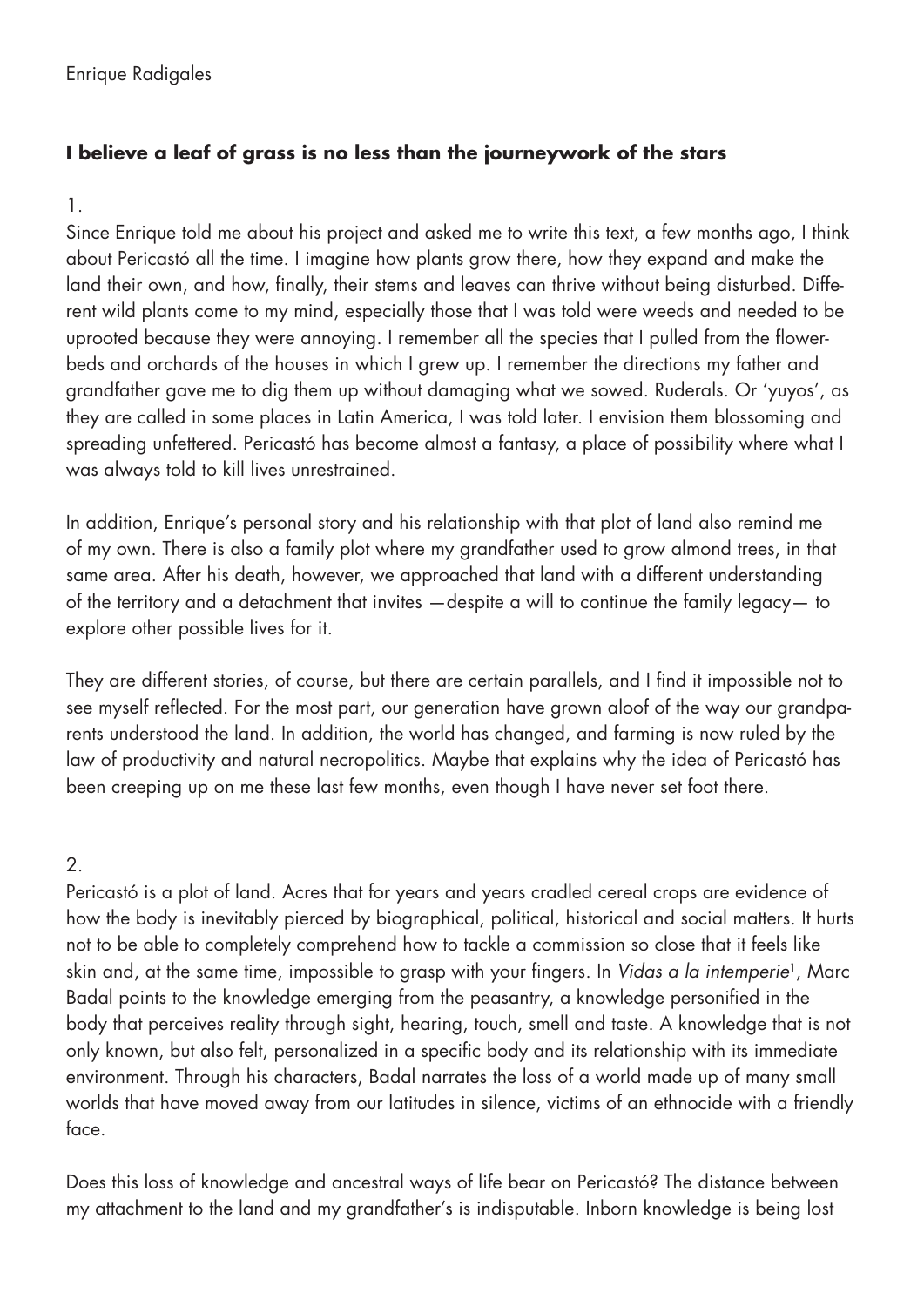Enrique Radigales

## I believe a leaf of grass is no less than the journeywork of the stars

1.

Since Enrique told me about his project and asked me to write this text, a few months ago, I think about Pericastó all the time. I imagine how plants grow there, how they expand and make the land their own, and how, finally, their stems and leaves can thrive without being disturbed. Different wild plants come to my mind, especially those that I was told were weeds and needed to be uprooted because they were annoying. I remember all the species that I pulled from the flowerbeds and orchards of the houses in which I grew up. I remember the directions my father and grandfather gave me to dig them up without damaging what we sowed. Ruderals. Or 'yuyos', as they are called in some places in Latin America, I was told later. I envision them blossoming and spreading unfettered. Pericastó has become almost a fantasy, a place of possibility where what I was always told to kill lives unrestrained.

In addition, Enrique's personal story and his relationship with that plot of land also remind me of my own. There is also a family plot where my grandfather used to grow almond trees, in that same area. After his death, however, we approached that land with a different understanding of the territory and a detachment that invites —despite a will to continue the family legacy— to explore other possible lives for it.

They are different stories, of course, but there are certain parallels, and I find it impossible not to see myself reflected. For the most part, our generation have grown aloof of the way our grandparents understood the land. In addition, the world has changed, and farming is now ruled by the law of productivity and natural necropolitics. Maybe that explains why the idea of Pericastó has been creeping up on me these last few months, even though I have never set foot there.

2.

Pericastó is a plot of land. Acres that for years and years cradled cereal crops are evidence of how the body is inevitably pierced by biographical, political, historical and social matters. It hurts not to be able to completely comprehend how to tackle a commission so close that it feels like skin and, at the same time, impossible to grasp with your fingers. In *Vidas a la intemperie*[1], Marc Badal points to the knowledge emerging from the peasantry, a knowledge personified in the body that perceives reality through sight, hearing, touch, smell and taste. A knowledge that is not only known, but also felt, personalized in a specific body and its relationship with its immediate environment. Through his characters, Badal narrates the loss of a world made up of many small worlds that have moved away from our latitudes in silence, victims of an ethnocide with a friendly face.

Does this loss of knowledge and ancestral ways of life bear on Pericastó? The distance between my attachment to the land and my grandfather's is indisputable. Inborn knowledge is being lost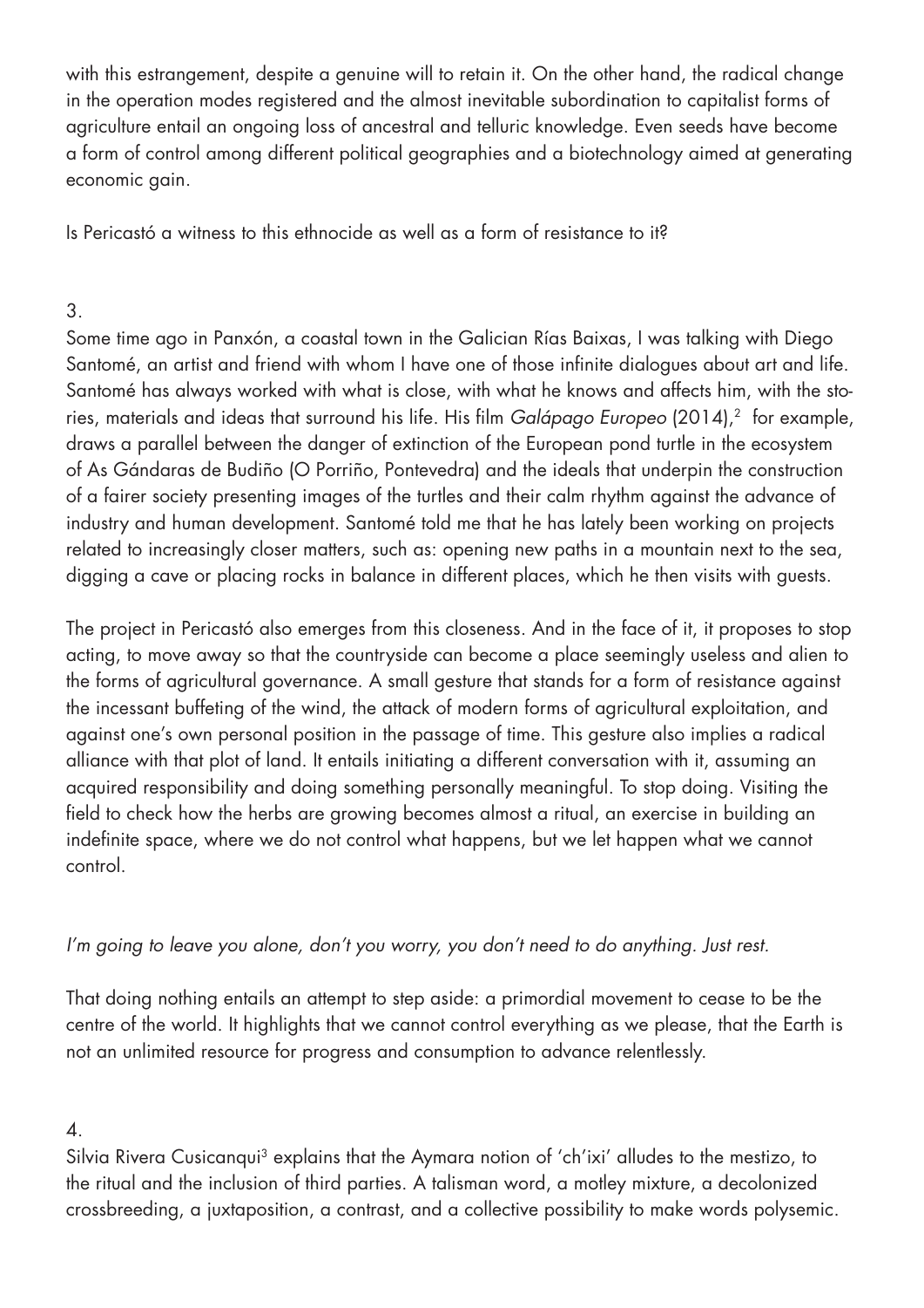with this estrangement, despite a genuine will to retain it. On the other hand, the radical change in the operation modes registered and the almost inevitable subordination to capitalist forms of agriculture entail an ongoing loss of ancestral and telluric knowledge. Even seeds have become a form of control among different political geographies and a biotechnology aimed at generating economic gain.

Is Pericastó a witness to this ethnocide as well as a form of resistance to it?

3.

Some time ago in Panxón, a coastal town in the Galician Rías Baixas, I was talking with Diego Santomé, an artist and friend with whom I have one of those infinite dialogues about art and life. Santomé has always worked with what is close, with what he knows and affects him, with the stories, materials and ideas that surround his life. His film *Galápago Europeo* (2014),[2] for example, draws a parallel between the danger of extinction of the European pond turtle in the ecosystem of As Gándaras de Budiño (O Porriño, Pontevedra) and the ideals that underpin the construction of a fairer society presenting images of the turtles and their calm rhythm against the advance of industry and human development. Santomé told me that he has lately been working on projects related to increasingly closer matters, such as: opening new paths in a mountain next to the sea, digging a cave or placing rocks in balance in different places, which he then visits with guests.

The project in Pericastó also emerges from this closeness. And in the face of it, it proposes to stop acting, to move away so that the countryside can become a place seemingly useless and alien to the forms of agricultural governance. A small gesture that stands for a form of resistance against the incessant buffeting of the wind, the attack of modern forms of agricultural exploitation, and against one's own personal position in the passage of time. This gesture also implies a radical alliance with that plot of land. It entails initiating a different conversation with it, assuming an acquired responsibility and doing something personally meaningful. To stop doing. Visiting the field to check how the herbs are growing becomes almost a ritual, an exercise in building an indefinite space, where we do not control what happens, but we let happen what we cannot control.

*I'm going to leave you alone, don't you worry, you don't need to do anything. Just rest.*

That doing nothing entails an attempt to step aside: a primordial movement to cease to be the centre of the world. It highlights that we cannot control everything as we please, that the Earth is not an unlimited resource for progress and consumption to advance relentlessly.

4.

Silvia Rivera Cusicanqui[3] explains that the Aymara notion of 'ch'ixi' alludes to the mestizo, to the ritual and the inclusion of third parties. A talisman word, a motley mixture, a decolonized crossbreeding, a juxtaposition, a contrast, and a collective possibility to make words polysemic.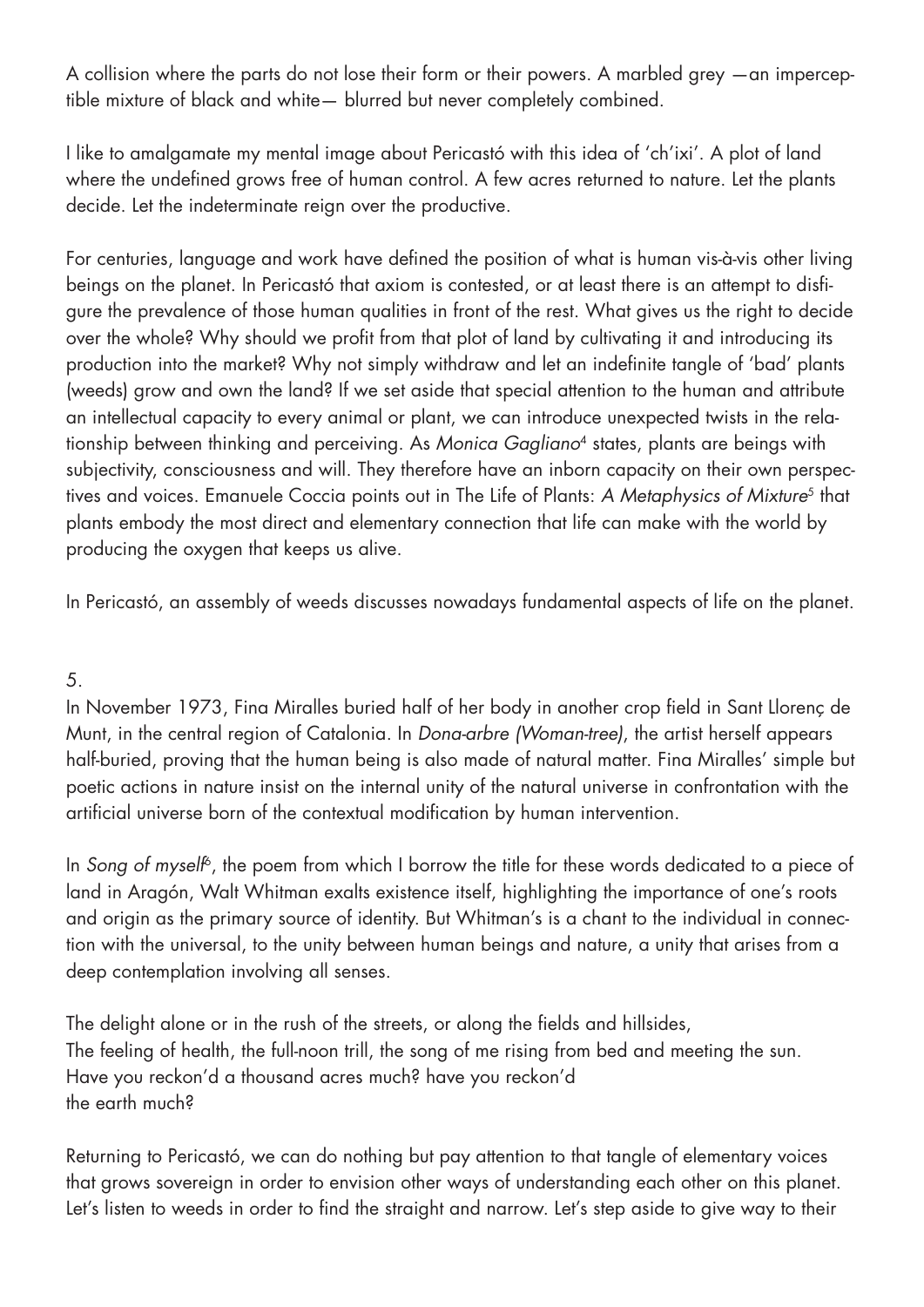A collision where the parts do not lose their form or their powers. A marbled grey —an imperceptible mixture of black and white— blurred but never completely combined.

I like to amalgamate my mental image about Pericastó with this idea of 'ch'ixi'. A plot of land where the undefined grows free of human control. A few acres returned to nature. Let the plants decide. Let the indeterminate reign over the productive.

For centuries, language and work have defined the position of what is human vis-à-vis other living beings on the planet. In Pericastó that axiom is contested, or at least there is an attempt to disfigure the prevalence of those human qualities in front of the rest. What gives us the right to decide over the whole? Why should we profit from that plot of land by cultivating it and introducing its production into the market? Why not simply withdraw and let an indefinite tangle of 'bad' plants (weeds) grow and own the land? If we set aside that special attention to the human and attribute an intellectual capacity to every animal or plant, we can introduce unexpected twists in the relationship between thinking and perceiving. As *Monica Gagliano*[4] states, plants are beings with subjectivity, consciousness and will. They therefore have an inborn capacity on their own perspectives and voices. Emanuele Coccia points out in The Life of Plants: *A Metaphysics of Mixture*[5] that plants embody the most direct and elementary connection that life can make with the world by producing the oxygen that keeps us alive.

In Pericastó, an assembly of weeds discusses nowadays fundamental aspects of life on the planet.

5.

In November 1973, Fina Miralles buried half of her body in another crop field in Sant Llorenç de Munt, in the central region of Catalonia. In *Dona-arbre (Woman-tree)*, the artist herself appears half-buried, proving that the human being is also made of natural matter. Fina Miralles' simple but poetic actions in nature insist on the internal unity of the natural universe in confrontation with the artificial universe born of the contextual modification by human intervention.

In *Song of myself*[6], the poem from which I borrow the title for these words dedicated to a piece of land in Aragón, Walt Whitman exalts existence itself, highlighting the importance of one's roots and origin as the primary source of identity. But Whitman's is a chant to the individual in connection with the universal, to the unity between human beings and nature, a unity that arises from a deep contemplation involving all senses.

The delight alone or in the rush of the streets, or along the fields and hillsides,
The feeling of health, the full-noon trill, the song of me rising from bed and meeting the sun.
Have you reckon'd a thousand acres much? have you reckon'd
the earth much?

Returning to Pericastó, we can do nothing but pay attention to that tangle of elementary voices that grows sovereign in order to envision other ways of understanding each other on this planet. Let's listen to weeds in order to find the straight and narrow. Let's step aside to give way to their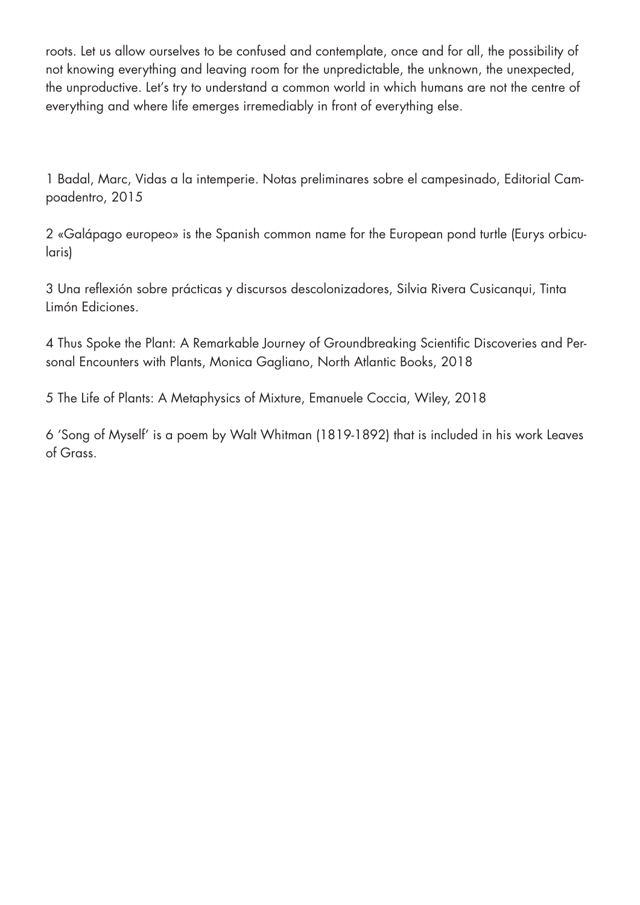roots. Let us allow ourselves to be confused and contemplate, once and for all, the possibility of not knowing everything and leaving room for the unpredictable, the unknown, the unexpected, the unproductive. Let's try to understand a common world in which humans are not the centre of everything and where life emerges irremediably in front of everything else.

1 Badal, Marc, Vidas a la intemperie. Notas preliminares sobre el campesinado, Editorial Campoadentro, 2015

2 «Galápago europeo» is the Spanish common name for the European pond turtle (Eurys orbicularis)

3 Una reflexión sobre prácticas y discursos descolonizadores, Silvia Rivera Cusicanqui, Tinta Limón Ediciones.

4 Thus Spoke the Plant: A Remarkable Journey of Groundbreaking Scientific Discoveries and Personal Encounters with Plants, Monica Gagliano, North Atlantic Books, 2018

5 The Life of Plants: A Metaphysics of Mixture, Emanuele Coccia, Wiley, 2018

6 'Song of Myself' is a poem by Walt Whitman (1819-1892) that is included in his work Leaves of Grass.